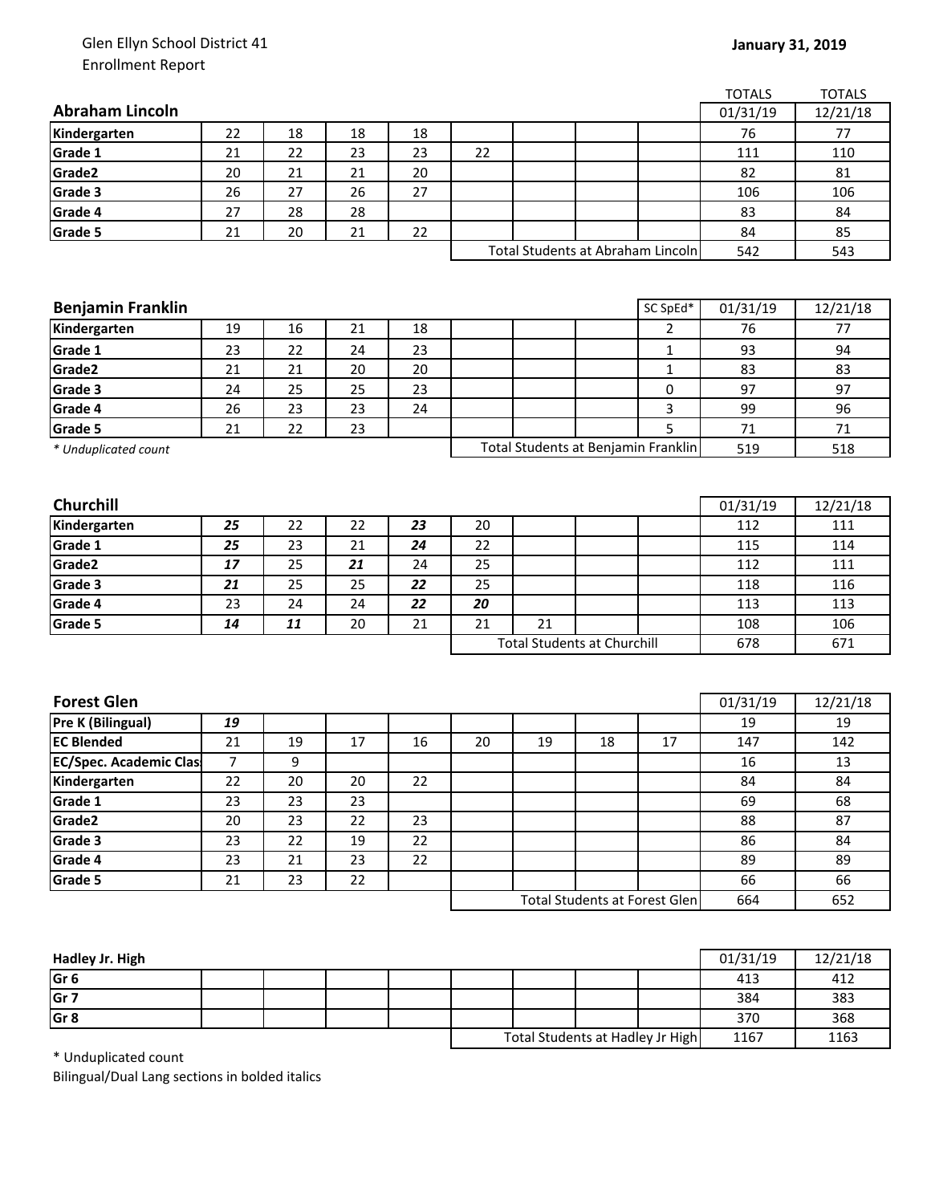Glen Ellyn School District 41
Enrollment Report

**January 31, 2019**

| **Abraham Lincoln** | | | | | | | | | TOTALS 01/31/19 | TOTALS 12/21/18 |
|---|---|---|---|---|---|---|---|---|---|---|
| **Kindergarten** | 22 | 18 | 18 | 18 | | | | | 76 | 77 |
| **Grade 1** | 21 | 22 | 23 | 23 | 22 | | | | 111 | 110 |
| **Grade2** | 20 | 21 | 21 | 20 | | | | | 82 | 81 |
| **Grade 3** | 26 | 27 | 26 | 27 | | | | | 106 | 106 |
| **Grade 4** | 27 | 28 | 28 | | | | | | 83 | 84 |
| **Grade 5** | 21 | 20 | 21 | 22 | | | | | 84 | 85 |
| | | | | | Total Students at Abraham Lincoln | | | | 542 | 543 |

| **Benjamin Franklin** | | | | | | | | SC SpEd* | 01/31/19 | 12/21/18 |
|---|---|---|---|---|---|---|---|---|---|---|
| **Kindergarten** | 19 | 16 | 21 | 18 | | | | 2 | 76 | 77 |
| **Grade 1** | 23 | 22 | 24 | 23 | | | | 1 | 93 | 94 |
| **Grade2** | 21 | 21 | 20 | 20 | | | | 1 | 83 | 83 |
| **Grade 3** | 24 | 25 | 25 | 23 | | | | 0 | 97 | 97 |
| **Grade 4** | 26 | 23 | 23 | 24 | | | | 3 | 99 | 96 |
| **Grade 5** | 21 | 22 | 23 | | | | | 5 | 71 | 71 |
| *\* Unduplicated count* | | | | | Total Students at Benjamin Franklin | | | | 519 | 518 |

| **Churchill** | | | | | | | | | 01/31/19 | 12/21/18 |
|---|---|---|---|---|---|---|---|---|---|---|
| **Kindergarten** | ***25*** | 22 | 22 | ***23*** | 20 | | | | 112 | 111 |
| **Grade 1** | ***25*** | 23 | 21 | ***24*** | 22 | | | | 115 | 114 |
| **Grade2** | ***17*** | 25 | ***21*** | 24 | 25 | | | | 112 | 111 |
| **Grade 3** | ***21*** | 25 | 25 | ***22*** | 25 | | | | 118 | 116 |
| **Grade 4** | 23 | 24 | 24 | ***22*** | ***20*** | | | | 113 | 113 |
| **Grade 5** | ***14*** | ***11*** | 20 | 21 | 21 | 21 | | | 108 | 106 |
| | | | | | Total Students at Churchill | | | | 678 | 671 |

| **Forest Glen** | | | | | | | | | 01/31/19 | 12/21/18 |
|---|---|---|---|---|---|---|---|---|---|---|
| **Pre K (Bilingual)** | ***19*** | | | | | | | | 19 | 19 |
| **EC Blended** | 21 | 19 | 17 | 16 | 20 | 19 | 18 | 17 | 147 | 142 |
| **EC/Spec. Academic Clas** | 7 | 9 | | | | | | | 16 | 13 |
| **Kindergarten** | 22 | 20 | 20 | 22 | | | | | 84 | 84 |
| **Grade 1** | 23 | 23 | 23 | | | | | | 69 | 68 |
| **Grade2** | 20 | 23 | 22 | 23 | | | | | 88 | 87 |
| **Grade 3** | 23 | 22 | 19 | 22 | | | | | 86 | 84 |
| **Grade 4** | 23 | 21 | 23 | 22 | | | | | 89 | 89 |
| **Grade 5** | 21 | 23 | 22 | | | | | | 66 | 66 |
| | | | | | Total Students at Forest Glen | | | | 664 | 652 |

| **Hadley Jr. High** | | | | | | | | | 01/31/19 | 12/21/18 |
|---|---|---|---|---|---|---|---|---|---|---|
| **Gr 6** | | | | | | | | | 413 | 412 |
| **Gr 7** | | | | | | | | | 384 | 383 |
| **Gr 8** | | | | | | | | | 370 | 368 |
| | | | | | Total Students at Hadley Jr High | | | | 1167 | 1163 |

\* Unduplicated count
Bilingual/Dual Lang sections in bolded italics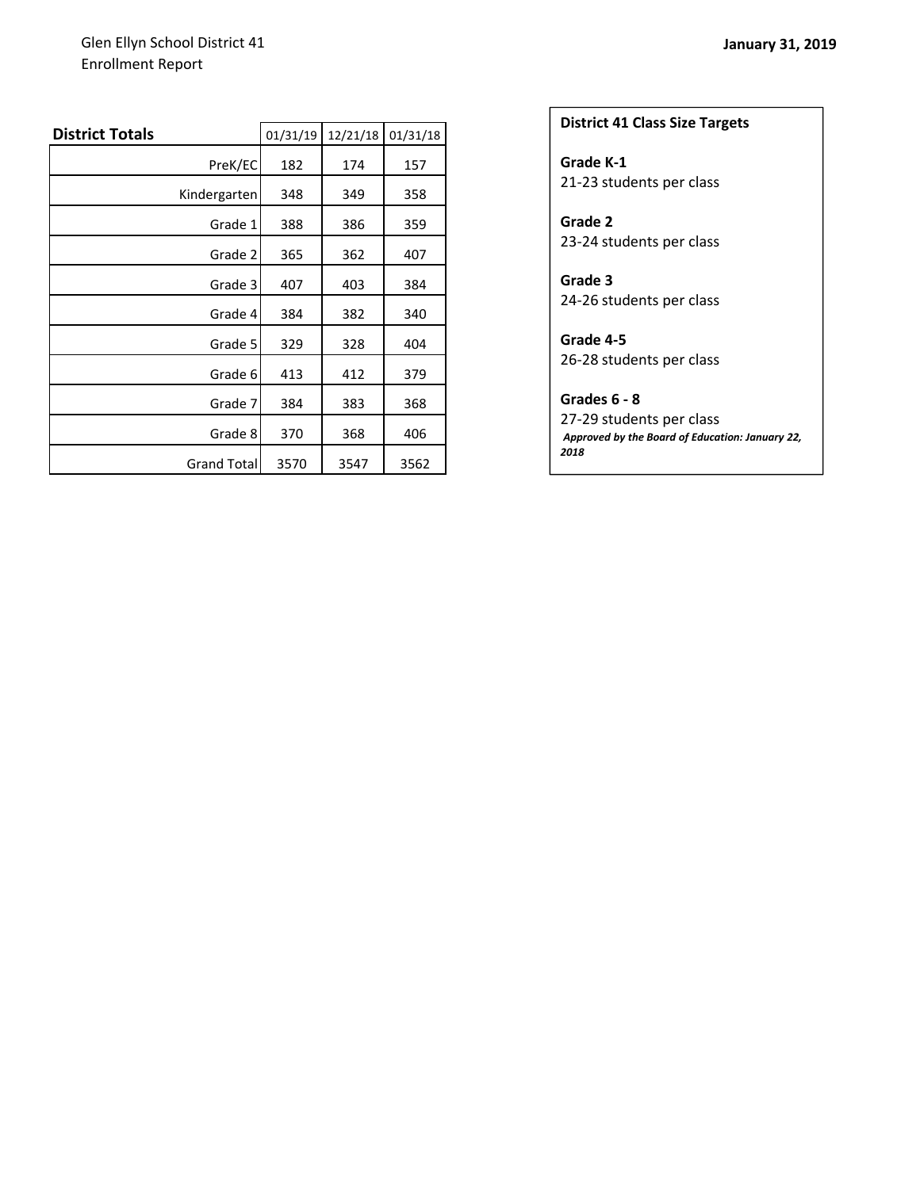Glen Ellyn School District 41
Enrollment Report

**January 31, 2019**

| **District Totals** | 01/31/19 | 12/21/18 | 01/31/18 |
|---|---|---|---|
| PreK/EC | 182 | 174 | 157 |
| Kindergarten | 348 | 349 | 358 |
| Grade 1 | 388 | 386 | 359 |
| Grade 2 | 365 | 362 | 407 |
| Grade 3 | 407 | 403 | 384 |
| Grade 4 | 384 | 382 | 340 |
| Grade 5 | 329 | 328 | 404 |
| Grade 6 | 413 | 412 | 379 |
| Grade 7 | 384 | 383 | 368 |
| Grade 8 | 370 | 368 | 406 |
| Grand Total | 3570 | 3547 | 3562 |

**District 41 Class Size Targets**

**Grade K-1**
21-23 students per class

**Grade 2**
23-24 students per class

**Grade 3**
24-26 students per class

**Grade 4-5**
26-28 students per class

**Grades 6 - 8**
27-29 students per class

***Approved by the Board of Education: January 22, 2018***